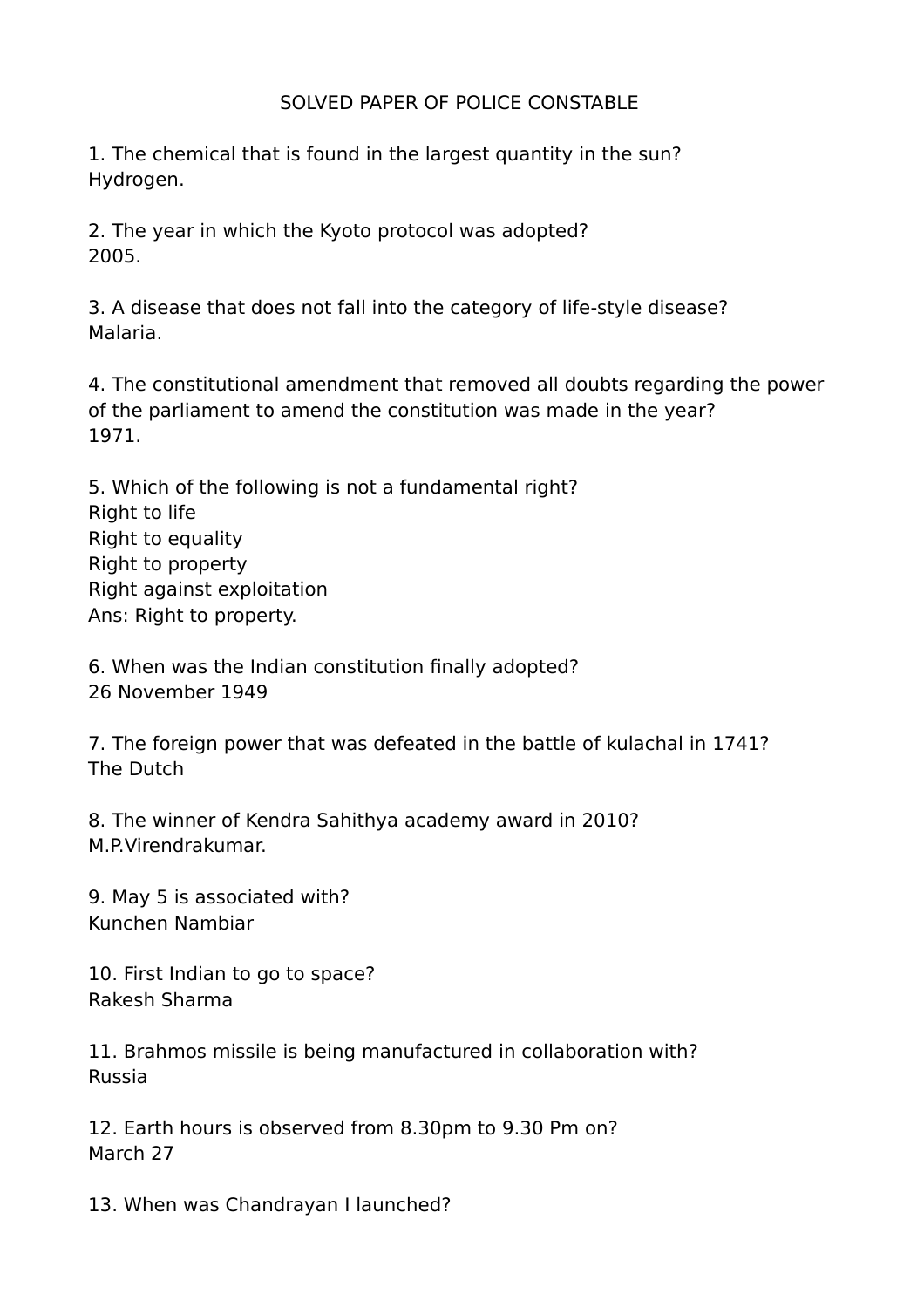# SOLVED PAPER OF POLICE CONSTABLE

1. The chemical that is found in the largest quantity in the sun?
Hydrogen.

2. The year in which the Kyoto protocol was adopted?
2005.

3. A disease that does not fall into the category of life-style disease?
Malaria.

4. The constitutional amendment that removed all doubts regarding the power of the parliament to amend the constitution was made in the year?
1971.

5. Which of the following is not a fundamental right?
Right to life
Right to equality
Right to property
Right against exploitation
Ans: Right to property.

6. When was the Indian constitution finally adopted?
26 November 1949

7. The foreign power that was defeated in the battle of kulachal in 1741?
The Dutch

8. The winner of Kendra Sahithya academy award in 2010?
M.P.Virendrakumar.

9. May 5 is associated with?
Kunchen Nambiar

10. First Indian to go to space?
Rakesh Sharma

11. Brahmos missile is being manufactured in collaboration with?
Russia

12. Earth hours is observed from 8.30pm to 9.30 Pm on?
March 27

13. When was Chandrayan I launched?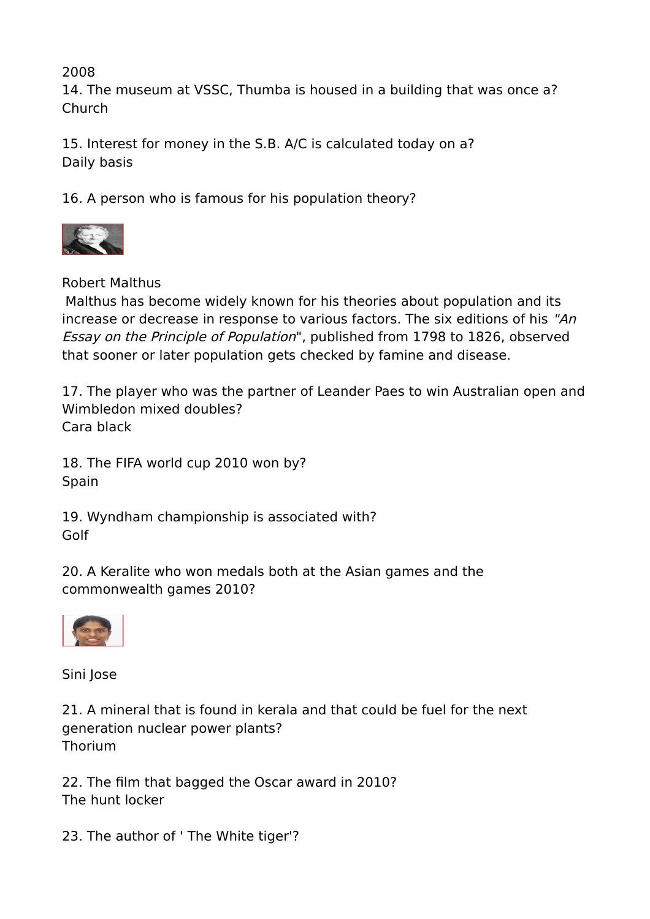2008

14. The museum at VSSC, Thumba is housed in a building that was once a?
Church

15. Interest for money in the S.B. A/C is calculated today on a?
Daily basis

16. A person who is famous for his population theory?

Robert Malthus
Malthus has become widely known for his theories about population and its increase or decrease in response to various factors. The six editions of his *"An Essay on the Principle of Population*", published from 1798 to 1826, observed that sooner or later population gets checked by famine and disease.

17. The player who was the partner of Leander Paes to win Australian open and Wimbledon mixed doubles?
Cara black

18. The FIFA world cup 2010 won by?
Spain

19. Wyndham championship is associated with?
Golf

20. A Keralite who won medals both at the Asian games and the commonwealth games 2010?

Sini Jose

21. A mineral that is found in kerala and that could be fuel for the next generation nuclear power plants?
Thorium

22. The film that bagged the Oscar award in 2010?
The hunt locker

23. The author of ' The White tiger'?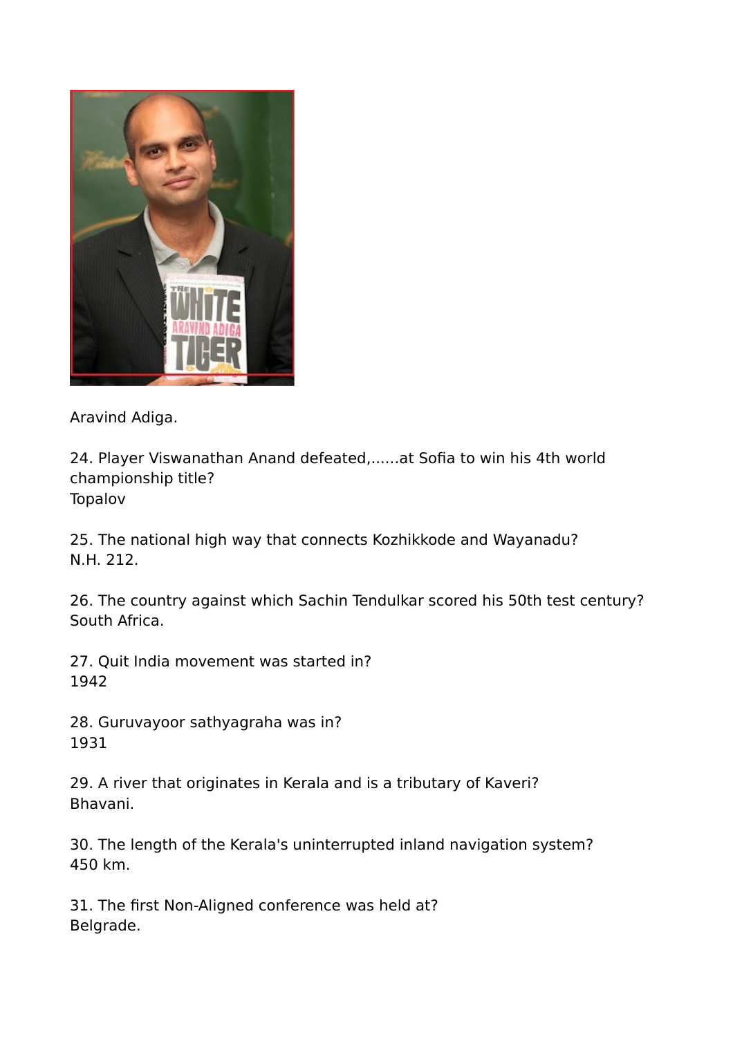Aravind Adiga.

24. Player Viswanathan Anand defeated,......at Sofia to win his 4th world championship title?
Topalov

25. The national high way that connects Kozhikkode and Wayanadu?
N.H. 212.

26. The country against which Sachin Tendulkar scored his 50th test century?
South Africa.

27. Quit India movement was started in?
1942

28. Guruvayoor sathyagraha was in?
1931

29. A river that originates in Kerala and is a tributary of Kaveri?
Bhavani.

30. The length of the Kerala's uninterrupted inland navigation system?
450 km.

31. The first Non-Aligned conference was held at?
Belgrade.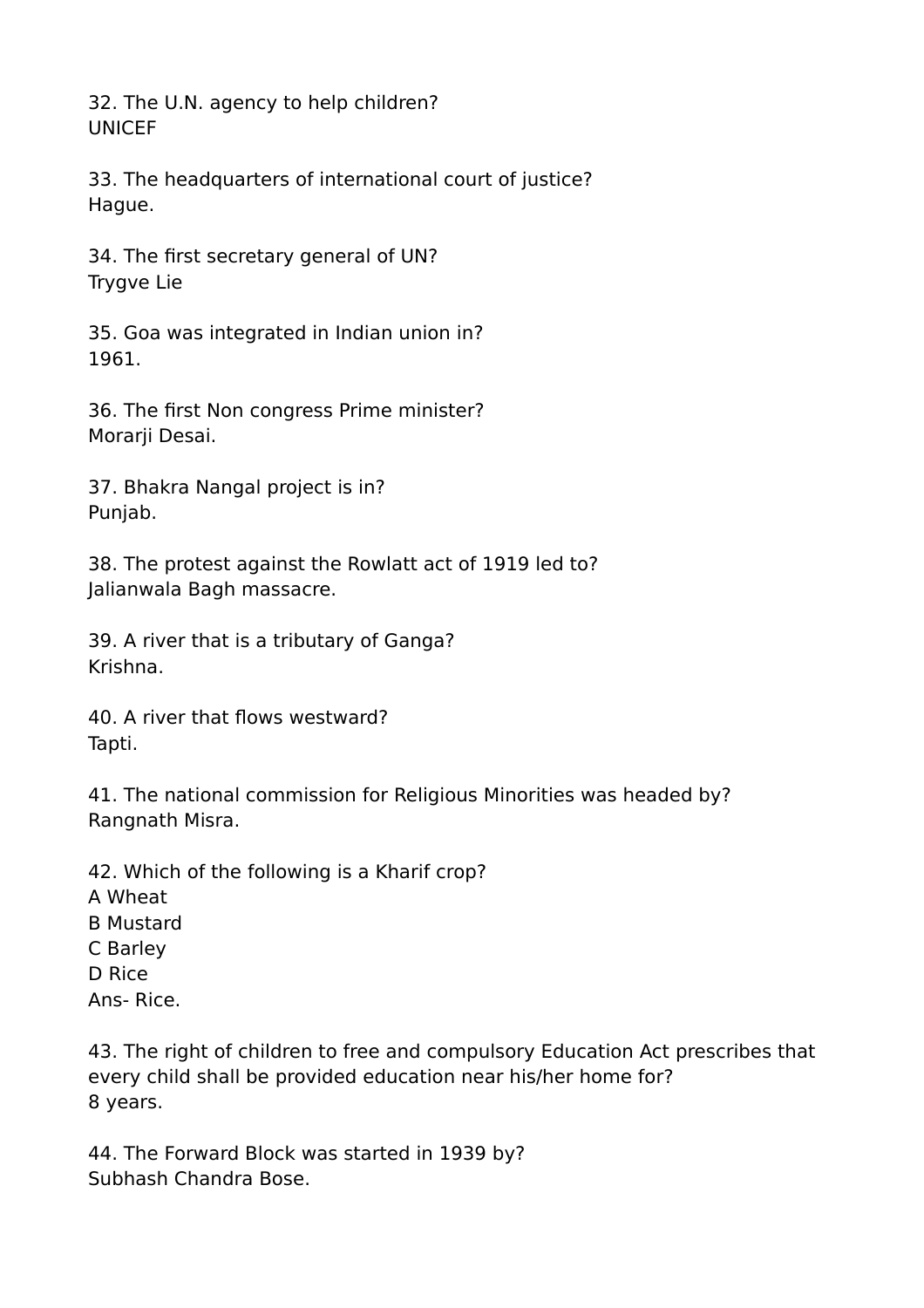32. The U.N. agency to help children?
UNICEF

33. The headquarters of international court of justice?
Hague.

34. The first secretary general of UN?
Trygve Lie

35. Goa was integrated in Indian union in?
1961.

36. The first Non congress Prime minister?
Morarji Desai.

37. Bhakra Nangal project is in?
Punjab.

38. The protest against the Rowlatt act of 1919 led to?
Jalianwala Bagh massacre.

39. A river that is a tributary of Ganga?
Krishna.

40. A river that flows westward?
Tapti.

41. The national commission for Religious Minorities was headed by?
Rangnath Misra.

42. Which of the following is a Kharif crop?
A Wheat
B Mustard
C Barley
D Rice
Ans- Rice.

43. The right of children to free and compulsory Education Act prescribes that every child shall be provided education near his/her home for?
8 years.

44. The Forward Block was started in 1939 by?
Subhash Chandra Bose.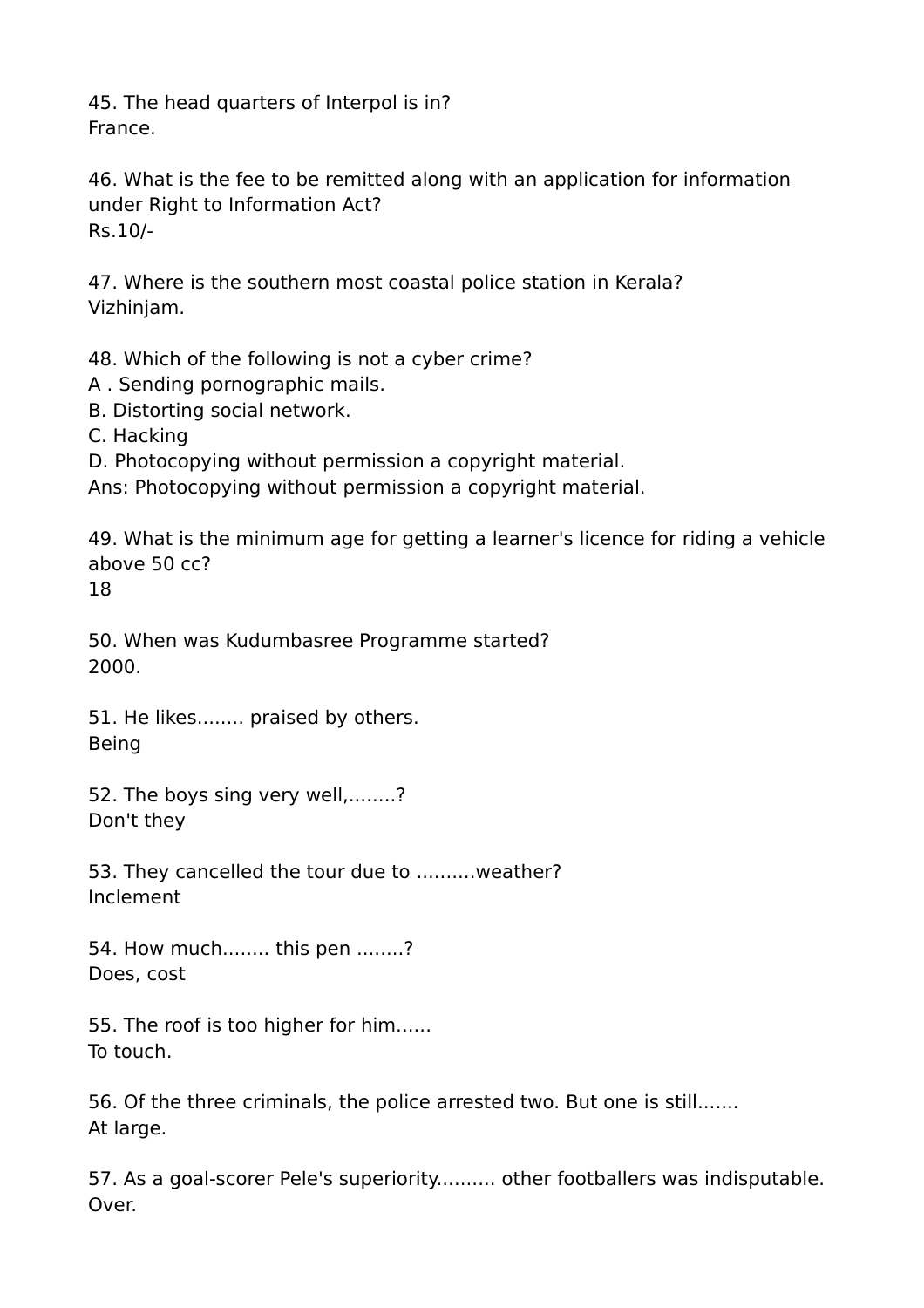45. The head quarters of Interpol is in?
France.

46. What is the fee to be remitted along with an application for information under Right to Information Act?
Rs.10/-

47. Where is the southern most coastal police station in Kerala?
Vizhinjam.

48. Which of the following is not a cyber crime?
A . Sending pornographic mails.
B. Distorting social network.
C. Hacking
D. Photocopying without permission a copyright material.
Ans: Photocopying without permission a copyright material.

49. What is the minimum age for getting a learner's licence for riding a vehicle above 50 cc?
18

50. When was Kudumbasree Programme started?
2000.

51. He likes........ praised by others.
Being

52. The boys sing very well,........?
Don't they

53. They cancelled the tour due to ..........weather?
Inclement

54. How much........ this pen ........?
Does, cost

55. The roof is too higher for him......
To touch.

56. Of the three criminals, the police arrested two. But one is still.......
At large.

57. As a goal-scorer Pele's superiority.......... other footballers was indisputable.
Over.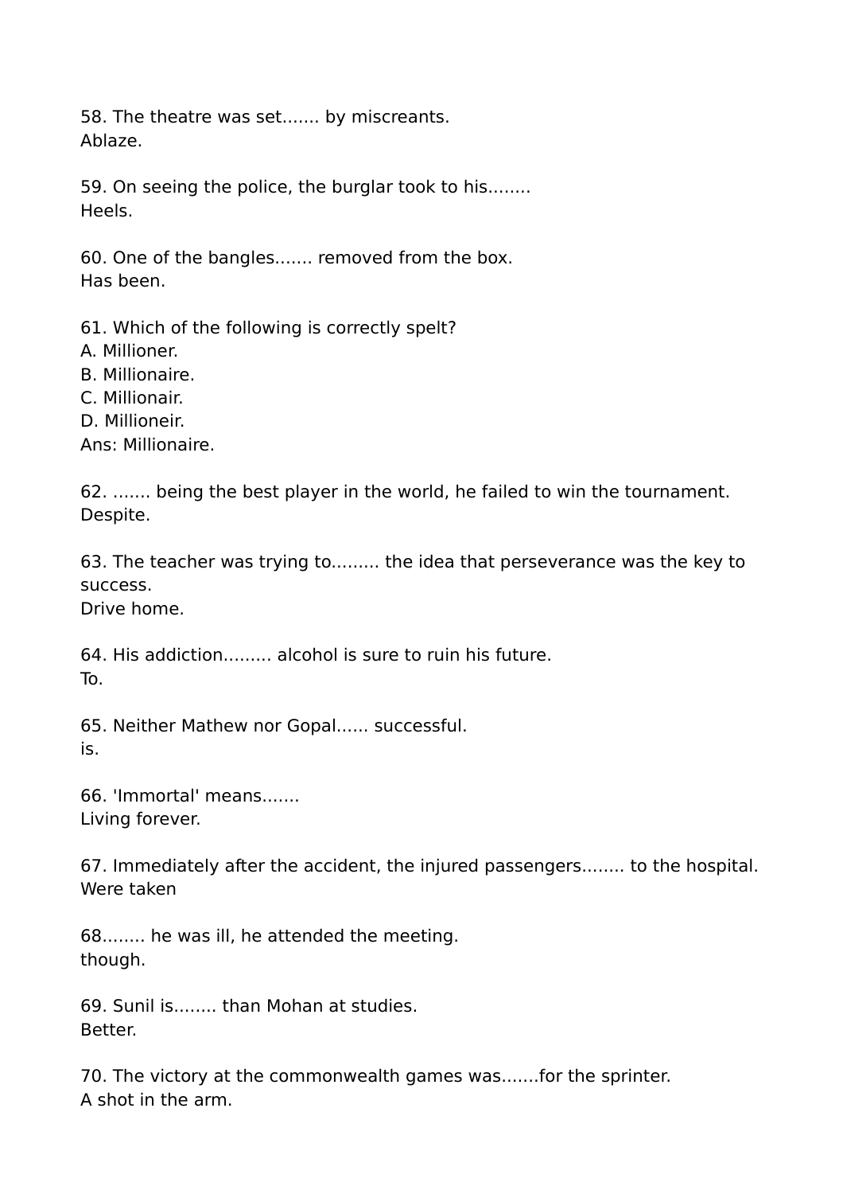58. The theatre was set....... by miscreants.
Ablaze.

59. On seeing the police, the burglar took to his........
Heels.

60. One of the bangles....... removed from the box.
Has been.

61. Which of the following is correctly spelt?
A. Millioner.
B. Millionaire.
C. Millionair.
D. Millioneir.
Ans: Millionaire.

62. ....... being the best player in the world, he failed to win the tournament.
Despite.

63. The teacher was trying to......... the idea that perseverance was the key to success.
Drive home.

64. His addiction......... alcohol is sure to ruin his future.
To.

65. Neither Mathew nor Gopal...... successful.
is.

66. 'Immortal' means.......
Living forever.

67. Immediately after the accident, the injured passengers........ to the hospital.
Were taken

68........ he was ill, he attended the meeting.
though.

69. Sunil is........ than Mohan at studies.
Better.

70. The victory at the commonwealth games was.......for the sprinter.
A shot in the arm.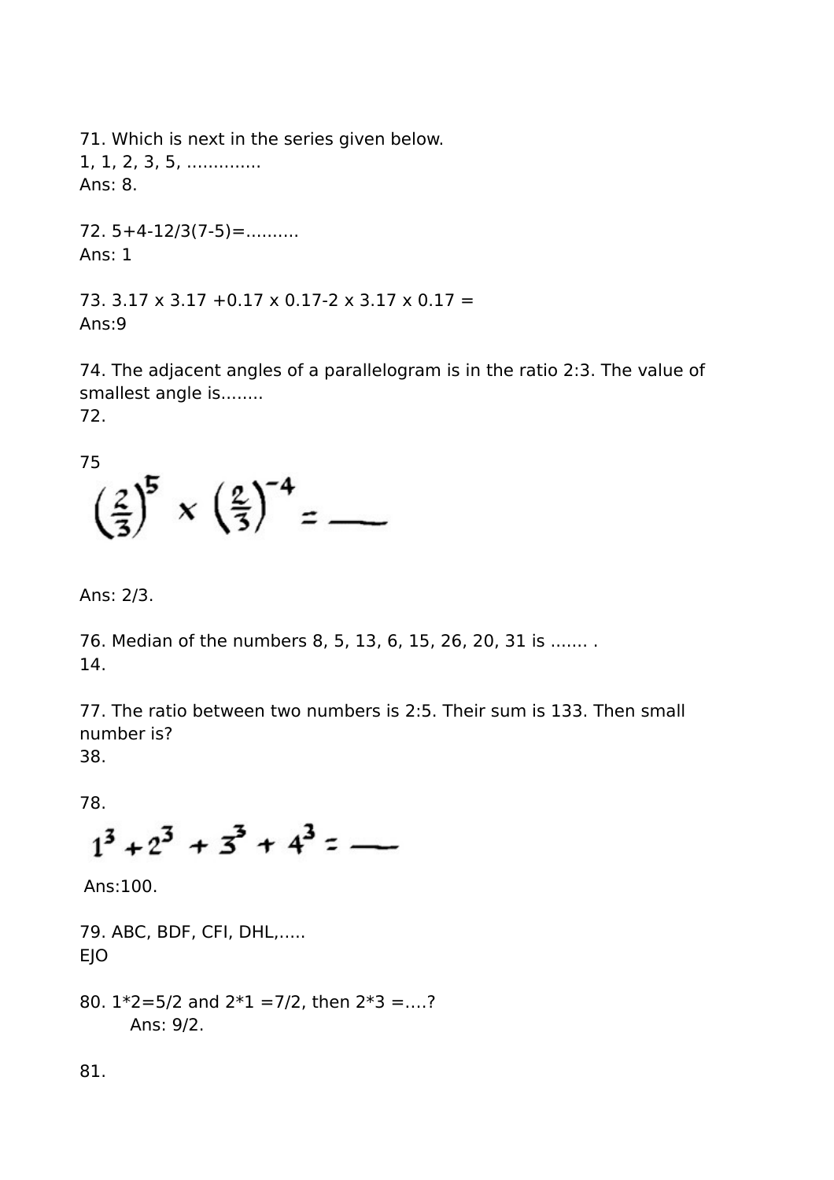71. Which is next in the series given below.
1, 1, 2, 3, 5, .............
Ans: 8.

72. 5+4-12/3(7-5)=..........
Ans: 1

73. 3.17 x 3.17 +0.17 x 0.17-2 x 3.17 x 0.17 =
Ans:9

74. The adjacent angles of a parallelogram is in the ratio 2:3. The value of smallest angle is........
72.

75

$$\left(\frac{2}{3}\right)^5 \times \left(\frac{2}{3}\right)^{-4} = \_\_\_$$

Ans: 2/3.

76. Median of the numbers 8, 5, 13, 6, 15, 26, 20, 31 is ....... .
14.

77. The ratio between two numbers is 2:5. Their sum is 133. Then small number is?
38.

78.

$$1^3 + 2^3 + 3^3 + 4^3 = \_\_\_$$

Ans:100.

79. ABC, BDF, CFI, DHL,.....
EJO

80. 1*2=5/2 and 2*1 =7/2, then 2*3 =....?
Ans: 9/2.

81.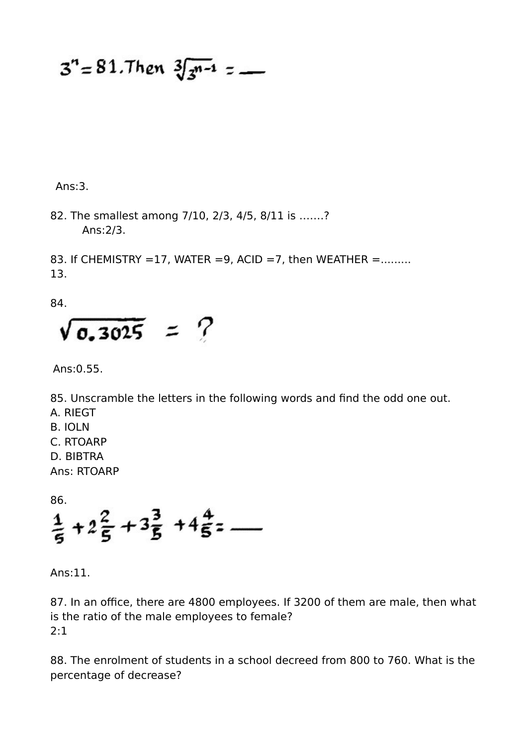$3^n = 81$. Then $\sqrt[3]{3^{n-1}} =$ ___

Ans:3.

82. The smallest among 7/10, 2/3, 4/5, 8/11 is …….?
    Ans:2/3.

83. If CHEMISTRY =17, WATER =9, ACID =7, then WEATHER =………
13.

84.

$$\sqrt{0.3025} = ?$$

Ans:0.55.

85. Unscramble the letters in the following words and find the odd one out.
A. RIEGT
B. IOLN
C. RTOARP
D. BIBTRA
Ans: RTOARP

86.

$$\frac{1}{5} + 2\frac{2}{5} + 3\frac{3}{5} + 4\frac{4}{5} = \_\_\_$$

Ans:11.

87. In an office, there are 4800 employees. If 3200 of them are male, then what is the ratio of the male employees to female?
2:1

88. The enrolment of students in a school decreed from 800 to 760. What is the percentage of decrease?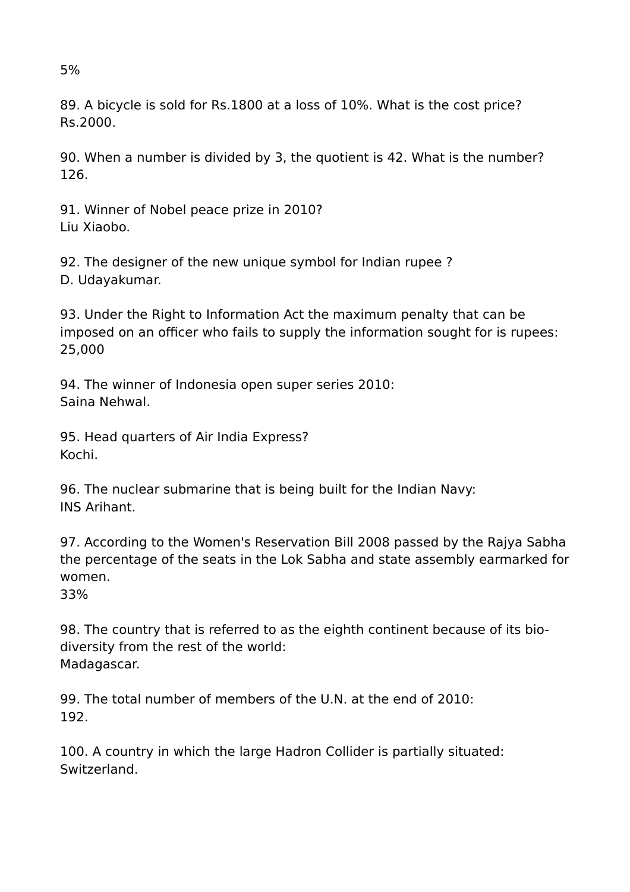5%

89. A bicycle is sold for Rs.1800 at a loss of 10%. What is the cost price?
Rs.2000.

90. When a number is divided by 3, the quotient is 42. What is the number?
126.

91. Winner of Nobel peace prize in 2010?
Liu Xiaobo.

92. The designer of the new unique symbol for Indian rupee ?
D. Udayakumar.

93. Under the Right to Information Act the maximum penalty that can be imposed on an officer who fails to supply the information sought for is rupees:
25,000

94. The winner of Indonesia open super series 2010:
Saina Nehwal.

95. Head quarters of Air India Express?
Kochi.

96. The nuclear submarine that is being built for the Indian Navy:
INS Arihant.

97. According to the Women's Reservation Bill 2008 passed by the Rajya Sabha the percentage of the seats in the Lok Sabha and state assembly earmarked for women.
33%

98. The country that is referred to as the eighth continent because of its bio-diversity from the rest of the world:
Madagascar.

99. The total number of members of the U.N. at the end of 2010:
192.

100. A country in which the large Hadron Collider is partially situated:
Switzerland.